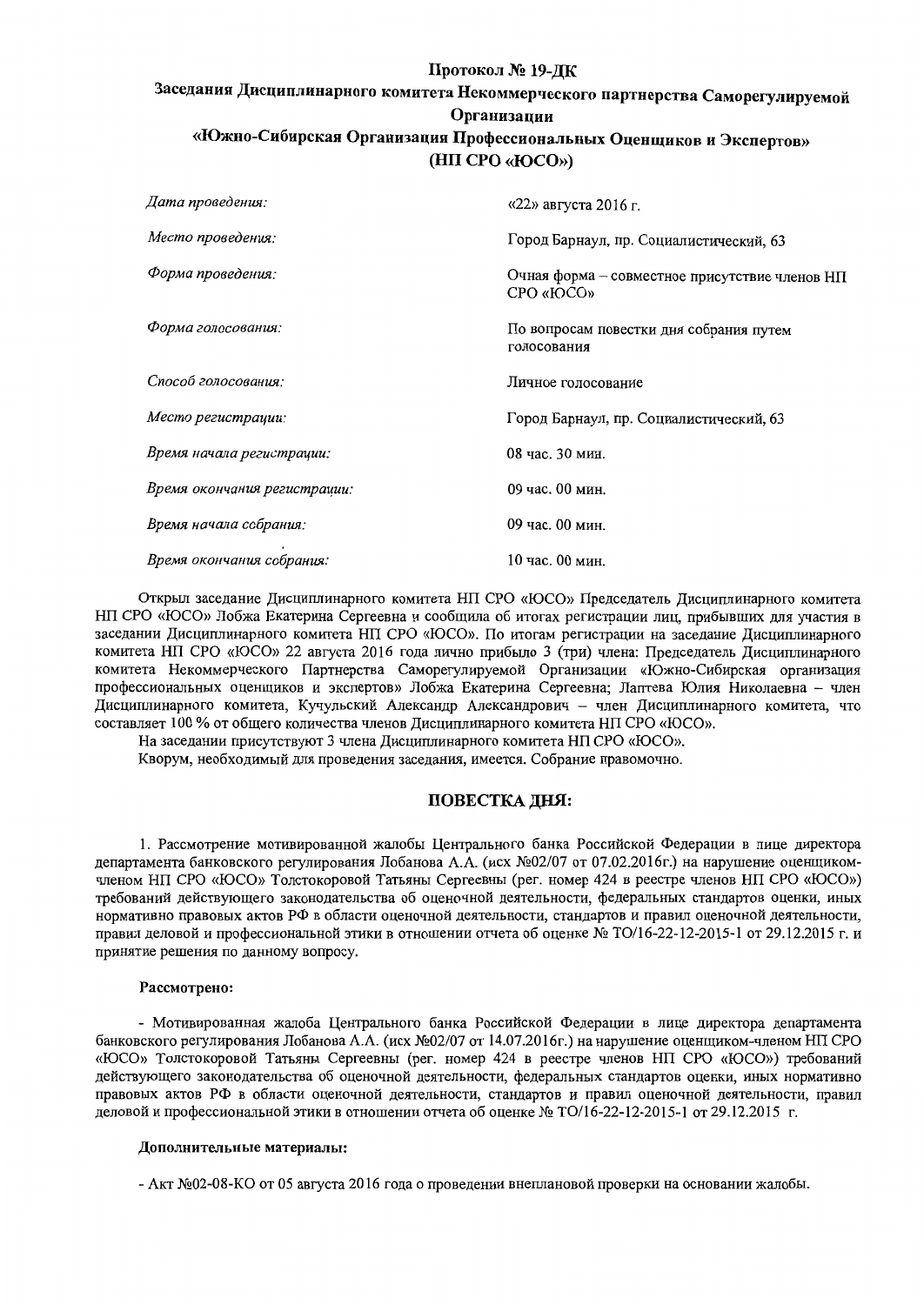# Протокол № 19-ДК

## Заседания Дисциплинарного комитета Некоммерческого партнерства Саморегулируемой Организации «Южно-Сибирская Организация Профессиональных Оценщиков и Экспертов» (НП СРО «ЮСО»)

| | |
|---|---|
| *Дата проведения:* | «22» августа 2016 г. |
| *Место проведения:* | Город Барнаул, пр. Социалистический, 63 |
| *Форма проведения:* | Очная форма – совместное присутствие членов НП СРО «ЮСО» |
| *Форма голосования:* | По вопросам повестки дня собрания путем голосования |
| *Способ голосования:* | Личное голосование |
| *Место регистрации:* | Город Барнаул, пр. Социалистический, 63 |
| *Время начала регистрации:* | 08 час. 30 мин. |
| *Время окончания регистрации:* | 09 час. 00 мин. |
| *Время начала собрания:* | 09 час. 00 мин. |
| *Время окончания собрания:* | 10 час. 00 мин. |

Открыл заседание Дисциплинарного комитета НП СРО «ЮСО» Председатель Дисциплинарного комитета НП СРО «ЮСО» Лобжа Екатерина Сергеевна и сообщила об итогах регистрации лиц, прибывших для участия в заседании Дисциплинарного комитета НП СРО «ЮСО». По итогам регистрации на заседание Дисциплинарного комитета НП СРО «ЮСО» 22 августа 2016 года лично прибыло 3 (три) члена: Председатель Дисциплинарного комитета Некоммерческого Партнерства Саморегулируемой Организации «Южно-Сибирская организация профессиональных оценщиков и экспертов» Лобжа Екатерина Сергеевна; Лаптева Юлия Николаевна – член Дисциплинарного комитета, Кучульский Александр Александрович – член Дисциплинарного комитета, что составляет 100 % от общего количества членов Дисциплинарного комитета НП СРО «ЮСО».

На заседании присутствуют 3 члена Дисциплинарного комитета НП СРО «ЮСО».

Кворум, необходимый для проведения заседания, имеется. Собрание правомочно.

## ПОВЕСТКА ДНЯ:

1. Рассмотрение мотивированной жалобы Центрального банка Российской Федерации в лице директора департамента банковского регулирования Лобанова А.А. (исх №02/07 от 07.02.2016г.) на нарушение оценщиком-членом НП СРО «ЮСО» Толстокоровой Татьяны Сергеевны (рег. номер 424 в реестре членов НП СРО «ЮСО») требований действующего законодательства об оценочной деятельности, федеральных стандартов оценки, иных нормативно правовых актов РФ в области оценочной деятельности, стандартов и правил оценочной деятельности, правил деловой и профессиональной этики в отношении отчета об оценке № ТО/16-22-12-2015-1 от 29.12.2015 г. и принятие решения по данному вопросу.

**Рассмотрено:**

- Мотивированная жалоба Центрального банка Российской Федерации в лице директора департамента банковского регулирования Лобанова А.А. (исх №02/07 от 14.07.2016г.) на нарушение оценщиком-членом НП СРО «ЮСО» Толстокоровой Татьяны Сергеевны (рег. номер 424 в реестре членов НП СРО «ЮСО») требований действующего законодательства об оценочной деятельности, федеральных стандартов оценки, иных нормативно правовых актов РФ в области оценочной деятельности, стандартов и правил оценочной деятельности, правил деловой и профессиональной этики в отношении отчета об оценке № ТО/16-22-12-2015-1 от 29.12.2015 г.

**Дополнительные материалы:**

- Акт №02-08-КО от 05 августа 2016 года о проведении внеплановой проверки на основании жалобы.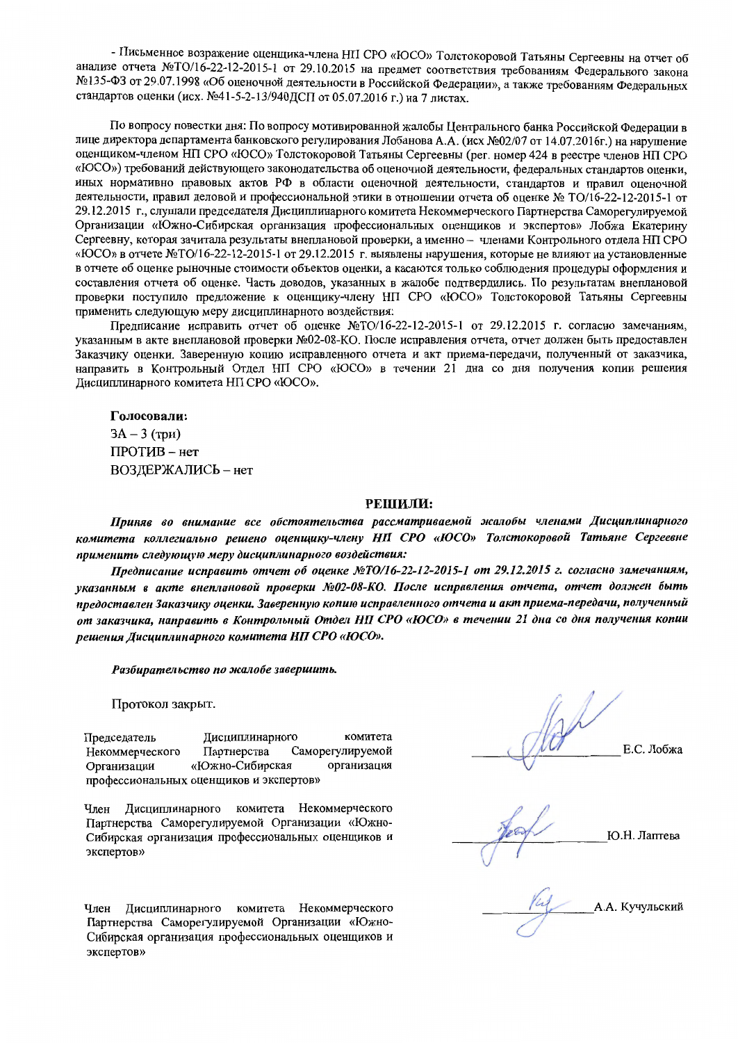- Письменное возражение оценщика-члена НП СРО «ЮСО» Толстокоровой Татьяны Сергеевны на отчет об анализе отчета №ТО/16-22-12-2015-1 от 29.10.2015 на предмет соответствия требованиям Федерального закона №135-ФЗ от 29.07.1998 «Об оценочной деятельности в Российской Федерации», а также требованиям Федеральных стандартов оценки (исх. №41-5-2-13/940ДСП от 05.07.2016 г.) на 7 листах.

По вопросу повестки дня: По вопросу мотивированной жалобы Центрального банка Российской Федерации в лице директора департамента банковского регулирования Лобанова А.А. (исх №02/07 от 14.07.2016г.) на нарушение оценщиком-членом НП СРО «ЮСО» Толстокоровой Татьяны Сергеевны (рег. номер 424 в реестре членов НП СРО «ЮСО») требований действующего законодательства об оценочной деятельности, федеральных стандартов оценки, иных нормативно правовых актов РФ в области оценочной деятельности, стандартов и правил оценочной деятельности, правил деловой и профессиональной этики в отношении отчета об оценке № ТО/16-22-12-2015-1 от 29.12.2015 г., слушали председателя Дисциплинарного комитета Некоммерческого Партнерства Саморегулируемой Организации «Южно-Сибирская организация профессиональных оценщиков и экспертов» Лобжа Екатерину Сергеевну, которая зачитала результаты внеплановой проверки, а именно – членами Контрольного отдела НП СРО «ЮСО» в отчете №ТО/16-22-12-2015-1 от 29.12.2015 г. выявлены нарушения, которые не влияют на установленные в отчете об оценке рыночные стоимости объектов оценки, а касаются только соблюдения процедуры оформления и составления отчета об оценке. Часть доводов, указанных в жалобе подтвердились. По результатам внеплановой проверки поступило предложение к оценщику-члену НП СРО «ЮСО» Толстокоровой Татьяны Сергеевны применить следующую меру дисциплинарного воздействия:

Предписание исправить отчет об оценке №ТО/16-22-12-2015-1 от 29.12.2015 г. согласно замечаниям, указанным в акте внеплановой проверки №02-08-КО. После исправления отчета, отчет должен быть предоставлен Заказчику оценки. Заверенную копию исправленного отчета и акт приема-передачи, полученный от заказчика, направить в Контрольный Отдел НП СРО «ЮСО» в течении 21 дня со дня получения копии решения Дисциплинарного комитета НП СРО «ЮСО».

**Голосовали:**

ЗА – 3 (три)
ПРОТИВ – нет
ВОЗДЕРЖАЛИСЬ – нет

## РЕШИЛИ:

***Приняв во внимание все обстоятельства рассматриваемой жалобы членами Дисциплинарного комитета коллегиально решено оценщику-члену НП СРО «ЮСО» Толстокоровой Татьяне Сергеевне применить следующую меру дисциплинарного воздействия:***

***Предписание исправить отчет об оценке №ТО/16-22-12-2015-1 от 29.12.2015 г. согласно замечаниям, указанным в акте внеплановой проверки №02-08-КО. После исправления отчета, отчет должен быть предоставлен Заказчику оценки. Заверенную копию исправленного отчета и акт приема-передачи, полученный от заказчика, направить в Контрольный Отдел НП СРО «ЮСО» в течении 21 дня со дня получения копии решения Дисциплинарного комитета НП СРО «ЮСО».***

***Разбирательство по жалобе завершить.***

Протокол закрыт.

Председатель Дисциплинарного комитета Некоммерческого Партнерства Саморегулируемой Организации «Южно-Сибирская организация профессиональных оценщиков и экспертов» ____________ Е.С. Лобжа

Член Дисциплинарного комитета Некоммерческого Партнерства Саморегулируемой Организации «Южно-Сибирская организация профессиональных оценщиков и экспертов» ____________ Ю.Н. Лаптева

Член Дисциплинарного комитета Некоммерческого Партнерства Саморегулируемой Организации «Южно-Сибирская организация профессиональных оценщиков и экспертов» ____________ А.А. Кучульский